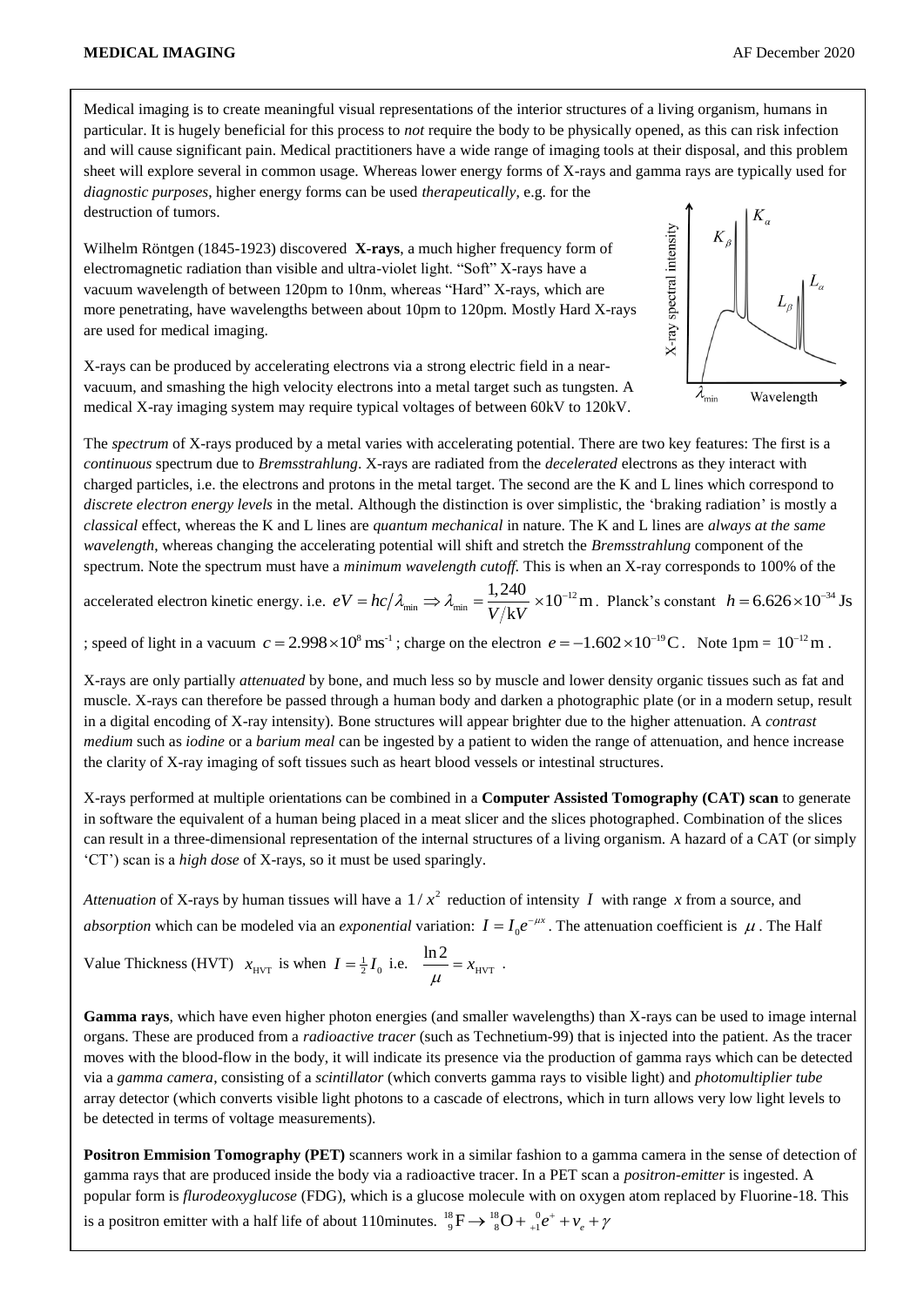Medical imaging is to create meaningful visual representations of the interior structures of a living organism, humans in particular. It is hugely beneficial for this process to *not* require the body to be physically opened, as this can risk infection and will cause significant pain. Medical practitioners have a wide range of imaging tools at their disposal, and this problem sheet will explore several in common usage. Whereas lower energy forms of X-rays and gamma rays are typically used for *diagnostic purposes*, higher energy forms can be used *therapeutically*, e.g. for the destruction of tumors.

Wilhelm Röntgen (1845-1923) discovered **X-rays**, a much higher frequency form of electromagnetic radiation than visible and ultra-violet light. "Soft" X-rays have a vacuum wavelength of between 120pm to 10nm, whereas "Hard" X-rays, which are more penetrating, have wavelengths between about 10pm to 120pm. Mostly Hard X-rays are used for medical imaging.

X-rays can be produced by accelerating electrons via a strong electric field in a near-vacuum, and smashing the high velocity electrons into a metal target such as tungsten. A medical X-ray imaging system may require typical voltages of between 60kV to 120kV.

The *spectrum* of X-rays produced by a metal varies with accelerating potential. There are two key features: The first is a *continuous* spectrum due to *Bremsstrahlung*. X-rays are radiated from the *decelerated* electrons as they interact with charged particles, i.e. the electrons and protons in the metal target. The second are the K and L lines which correspond to *discrete electron energy levels* in the metal. Although the distinction is over simplistic, the 'braking radiation' is mostly a *classical* effect, whereas the K and L lines are *quantum mechanical* in nature. The K and L lines are *always at the same wavelength*, whereas changing the accelerating potential will shift and stretch the *Bremsstrahlung* component of the spectrum. Note the spectrum must have a *minimum wavelength cutoff*. This is when an X-ray corresponds to 100% of the accelerated electron kinetic energy. i.e. $eV = hc/\lambda_{\min} \Rightarrow \lambda_{\min} = \dfrac{1{,}240}{V/\text{kV}} \times 10^{-12}\,\text{m}$. Planck's constant $h = 6.626 \times 10^{-34}\,\text{Js}$; speed of light in a vacuum $c = 2.998 \times 10^{8}\,\text{ms}^{-1}$; charge on the electron $e = -1.602 \times 10^{-19}\,\text{C}$. Note 1pm = $10^{-12}\,\text{m}$.

X-rays are only partially *attenuated* by bone, and much less so by muscle and lower density organic tissues such as fat and muscle. X-rays can therefore be passed through a human body and darken a photographic plate (or in a modern setup, result in a digital encoding of X-ray intensity). Bone structures will appear brighter due to the higher attenuation. A *contrast medium* such as *iodine* or a *barium meal* can be ingested by a patient to widen the range of attenuation, and hence increase the clarity of X-ray imaging of soft tissues such as heart blood vessels or intestinal structures.

X-rays performed at multiple orientations can be combined in a **Computer Assisted Tomography (CAT) scan** to generate in software the equivalent of a human being placed in a meat slicer and the slices photographed. Combination of the slices can result in a three-dimensional representation of the internal structures of a living organism. A hazard of a CAT (or simply 'CT') scan is a *high dose* of X-rays, so it must be used sparingly.

*Attenuation* of X-rays by human tissues will have a $1/x^2$ reduction of intensity $I$ with range $x$ from a source, and *absorption* which can be modeled via an *exponential* variation: $I = I_0 e^{-\mu x}$. The attenuation coefficient is $\mu$. The Half Value Thickness (HVT) $x_{\text{HVT}}$ is when $I = \frac{1}{2} I_0$ i.e. $\dfrac{\ln 2}{\mu} = x_{\text{HVT}}$.

**Gamma rays**, which have even higher photon energies (and smaller wavelengths) than X-rays can be used to image internal organs. These are produced from a *radioactive tracer* (such as Technetium-99) that is injected into the patient. As the tracer moves with the blood-flow in the body, it will indicate its presence via the production of gamma rays which can be detected via a *gamma camera*, consisting of a *scintillator* (which converts gamma rays to visible light) and *photomultiplier tube* array detector (which converts visible light photons to a cascade of electrons, which in turn allows very low light levels to be detected in terms of voltage measurements).

**Positron Emmision Tomography (PET)** scanners work in a similar fashion to a gamma camera in the sense of detection of gamma rays that are produced inside the body via a radioactive tracer. In a PET scan a *positron-emitter* is ingested. A popular form is *flurodeoxyglucose* (FDG), which is a glucose molecule with on oxygen atom replaced by Fluorine-18. This is a positron emitter with a half life of about 110minutes. ${}^{18}_{9}\text{F} \rightarrow {}^{18}_{8}\text{O} + {}^{0}_{+1}e^{+} + \nu_e + \gamma$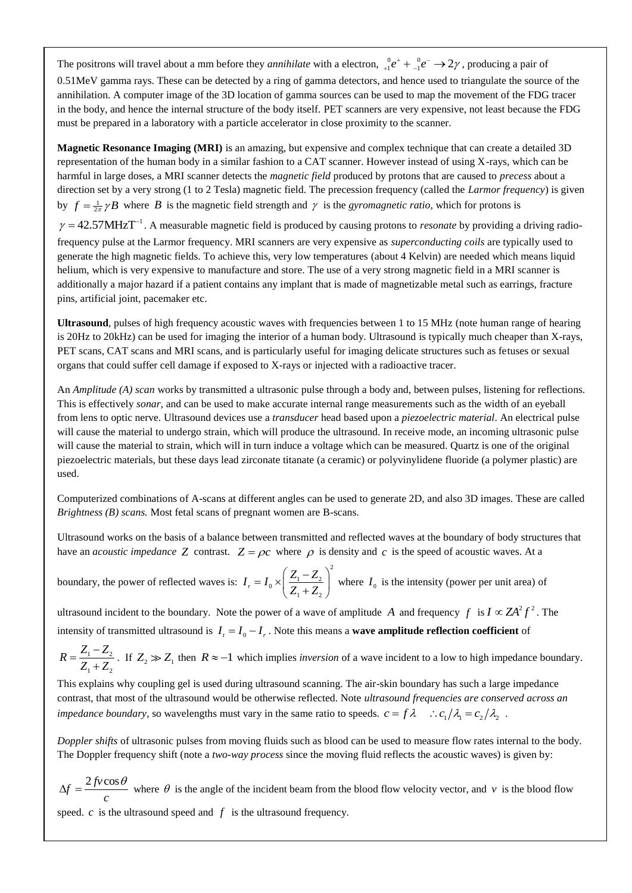The positrons will travel about a mm before they *annihilate* with a electron, ${}^{0}_{+1}e^{+} + {}^{0}_{-1}e^{-} \rightarrow 2\gamma$, producing a pair of 0.51MeV gamma rays. These can be detected by a ring of gamma detectors, and hence used to triangulate the source of the annihilation. A computer image of the 3D location of gamma sources can be used to map the movement of the FDG tracer in the body, and hence the internal structure of the body itself. PET scanners are very expensive, not least because the FDG must be prepared in a laboratory with a particle accelerator in close proximity to the scanner.

**Magnetic Resonance Imaging (MRI)** is an amazing, but expensive and complex technique that can create a detailed 3D representation of the human body in a similar fashion to a CAT scanner. However instead of using X-rays, which can be harmful in large doses, a MRI scanner detects the *magnetic field* produced by protons that are caused to *precess* about a direction set by a very strong (1 to 2 Tesla) magnetic field. The precession frequency (called the *Larmor frequency*) is given by $f = \frac{1}{2\pi}\gamma B$ where $B$ is the magnetic field strength and $\gamma$ is the *gyromagnetic ratio*, which for protons is $\gamma = 42.57\text{MHzT}^{-1}$. A measurable magnetic field is produced by causing protons to *resonate* by providing a driving radio-frequency pulse at the Larmor frequency. MRI scanners are very expensive as *superconducting coils* are typically used to generate the high magnetic fields. To achieve this, very low temperatures (about 4 Kelvin) are needed which means liquid helium, which is very expensive to manufacture and store. The use of a very strong magnetic field in a MRI scanner is additionally a major hazard if a patient contains any implant that is made of magnetizable metal such as earrings, fracture pins, artificial joint, pacemaker etc.

**Ultrasound**, pulses of high frequency acoustic waves with frequencies between 1 to 15 MHz (note human range of hearing is 20Hz to 20kHz) can be used for imaging the interior of a human body. Ultrasound is typically much cheaper than X-rays, PET scans, CAT scans and MRI scans, and is particularly useful for imaging delicate structures such as fetuses or sexual organs that could suffer cell damage if exposed to X-rays or injected with a radioactive tracer.

An *Amplitude (A) scan* works by transmitted a ultrasonic pulse through a body and, between pulses, listening for reflections. This is effectively *sonar*, and can be used to make accurate internal range measurements such as the width of an eyeball from lens to optic nerve. Ultrasound devices use a *transducer* head based upon a *piezoelectric material*. An electrical pulse will cause the material to undergo strain, which will produce the ultrasound. In receive mode, an incoming ultrasonic pulse will cause the material to strain, which will in turn induce a voltage which can be measured. Quartz is one of the original piezoelectric materials, but these days lead zirconate titanate (a ceramic) or polyvinylidene fluoride (a polymer plastic) are used.

Computerized combinations of A-scans at different angles can be used to generate 2D, and also 3D images. These are called *Brightness (B) scans.* Most fetal scans of pregnant women are B-scans.

Ultrasound works on the basis of a balance between transmitted and reflected waves at the boundary of body structures that have an *acoustic impedance* $Z$ contrast. $Z = \rho c$ where $\rho$ is density and $c$ is the speed of acoustic waves. At a boundary, the power of reflected waves is: $I_r = I_0 \times \left(\frac{Z_1 - Z_2}{Z_1 + Z_2}\right)^2$ where $I_0$ is the intensity (power per unit area) of ultrasound incident to the boundary. Note the power of a wave of amplitude $A$ and frequency $f$ is $I \propto ZA^2 f^2$. The intensity of transmitted ultrasound is $I_t = I_0 - I_r$. Note this means a **wave amplitude reflection coefficient** of $R = \frac{Z_1 - Z_2}{Z_1 + Z_2}$. If $Z_2 \gg Z_1$ then $R \approx -1$ which implies *inversion* of a wave incident to a low to high impedance boundary.

This explains why coupling gel is used during ultrasound scanning. The air-skin boundary has such a large impedance contrast, that most of the ultrasound would be otherwise reflected. Note *ultrasound frequencies are conserved across an impedance boundary*, so wavelengths must vary in the same ratio to speeds. $c = f\lambda \quad \therefore c_1/\lambda_1 = c_2/\lambda_2$ .

*Doppler shifts* of ultrasonic pulses from moving fluids such as blood can be used to measure flow rates internal to the body. The Doppler frequency shift (note a *two-way process* since the moving fluid reflects the acoustic waves) is given by:

$\Delta f = \frac{2fv\cos\theta}{c}$ where $\theta$ is the angle of the incident beam from the blood flow velocity vector, and $v$ is the blood flow speed. $c$ is the ultrasound speed and $f$ is the ultrasound frequency.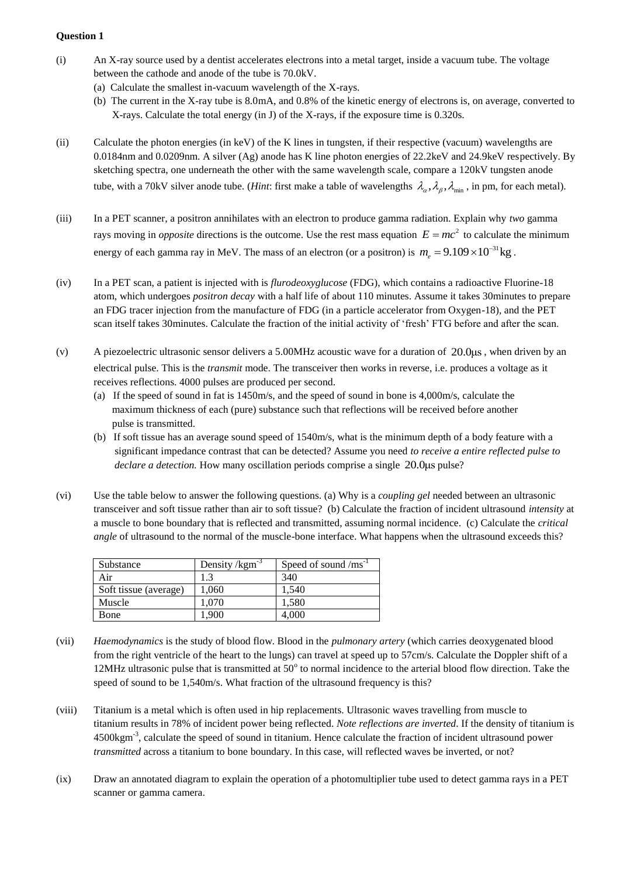**Question 1**

(i) An X-ray source used by a dentist accelerates electrons into a metal target, inside a vacuum tube. The voltage between the cathode and anode of the tube is 70.0kV.

(a) Calculate the smallest in-vacuum wavelength of the X-rays.

(b) The current in the X-ray tube is 8.0mA, and 0.8% of the kinetic energy of electrons is, on average, converted to X-rays. Calculate the total energy (in J) of the X-rays, if the exposure time is 0.320s.

(ii) Calculate the photon energies (in keV) of the K lines in tungsten, if their respective (vacuum) wavelengths are 0.0184nm and 0.0209nm. A silver (Ag) anode has K line photon energies of 22.2keV and 24.9keV respectively. By sketching spectra, one underneath the other with the same wavelength scale, compare a 120kV tungsten anode tube, with a 70kV silver anode tube. (*Hint*: first make a table of wavelengths $\lambda_{\alpha}, \lambda_{\beta}, \lambda_{\min}$, in pm, for each metal).

(iii) In a PET scanner, a positron annihilates with an electron to produce gamma radiation. Explain why *two* gamma rays moving in *opposite* directions is the outcome. Use the rest mass equation $E = mc^2$ to calculate the minimum energy of each gamma ray in MeV. The mass of an electron (or a positron) is $m_e = 9.109 \times 10^{-31}\,\text{kg}$.

(iv) In a PET scan, a patient is injected with is *flurodeoxyglucose* (FDG), which contains a radioactive Fluorine-18 atom, which undergoes *positron decay* with a half life of about 110 minutes. Assume it takes 30minutes to prepare an FDG tracer injection from the manufacture of FDG (in a particle accelerator from Oxygen-18), and the PET scan itself takes 30minutes. Calculate the fraction of the initial activity of 'fresh' FTG before and after the scan.

(v) A piezoelectric ultrasonic sensor delivers a 5.00MHz acoustic wave for a duration of $20.0\mu\text{s}$, when driven by an electrical pulse. This is the *transmit* mode. The transceiver then works in reverse, i.e. produces a voltage as it receives reflections. 4000 pulses are produced per second.

(a) If the speed of sound in fat is 1450m/s, and the speed of sound in bone is 4,000m/s, calculate the maximum thickness of each (pure) substance such that reflections will be received before another pulse is transmitted.

(b) If soft tissue has an average sound speed of 1540m/s, what is the minimum depth of a body feature with a significant impedance contrast that can be detected? Assume you need *to receive a entire reflected pulse to declare a detection.* How many oscillation periods comprise a single $20.0\mu\text{s}$ pulse?

(vi) Use the table below to answer the following questions. (a) Why is a *coupling gel* needed between an ultrasonic transceiver and soft tissue rather than air to soft tissue? (b) Calculate the fraction of incident ultrasound *intensity* at a muscle to bone boundary that is reflected and transmitted, assuming normal incidence. (c) Calculate the *critical angle* of ultrasound to the normal of the muscle-bone interface. What happens when the ultrasound exceeds this?

| Substance | Density /kgm$^{-3}$ | Speed of sound /ms$^{-1}$ |
|---|---|---|
| Air | 1.3 | 340 |
| Soft tissue (average) | 1,060 | 1,540 |
| Muscle | 1,070 | 1,580 |
| Bone | 1,900 | 4,000 |

(vii) *Haemodynamics* is the study of blood flow. Blood in the *pulmonary artery* (which carries deoxygenated blood from the right ventricle of the heart to the lungs) can travel at speed up to 57cm/s. Calculate the Doppler shift of a 12MHz ultrasonic pulse that is transmitted at 50$^{\text{o}}$ to normal incidence to the arterial blood flow direction. Take the speed of sound to be 1,540m/s. What fraction of the ultrasound frequency is this?

(viii) Titanium is a metal which is often used in hip replacements. Ultrasonic waves travelling from muscle to titanium results in 78% of incident power being reflected. *Note reflections are inverted*. If the density of titanium is 4500kgm$^{-3}$, calculate the speed of sound in titanium. Hence calculate the fraction of incident ultrasound power *transmitted* across a titanium to bone boundary. In this case, will reflected waves be inverted, or not?

(ix) Draw an annotated diagram to explain the operation of a photomultiplier tube used to detect gamma rays in a PET scanner or gamma camera.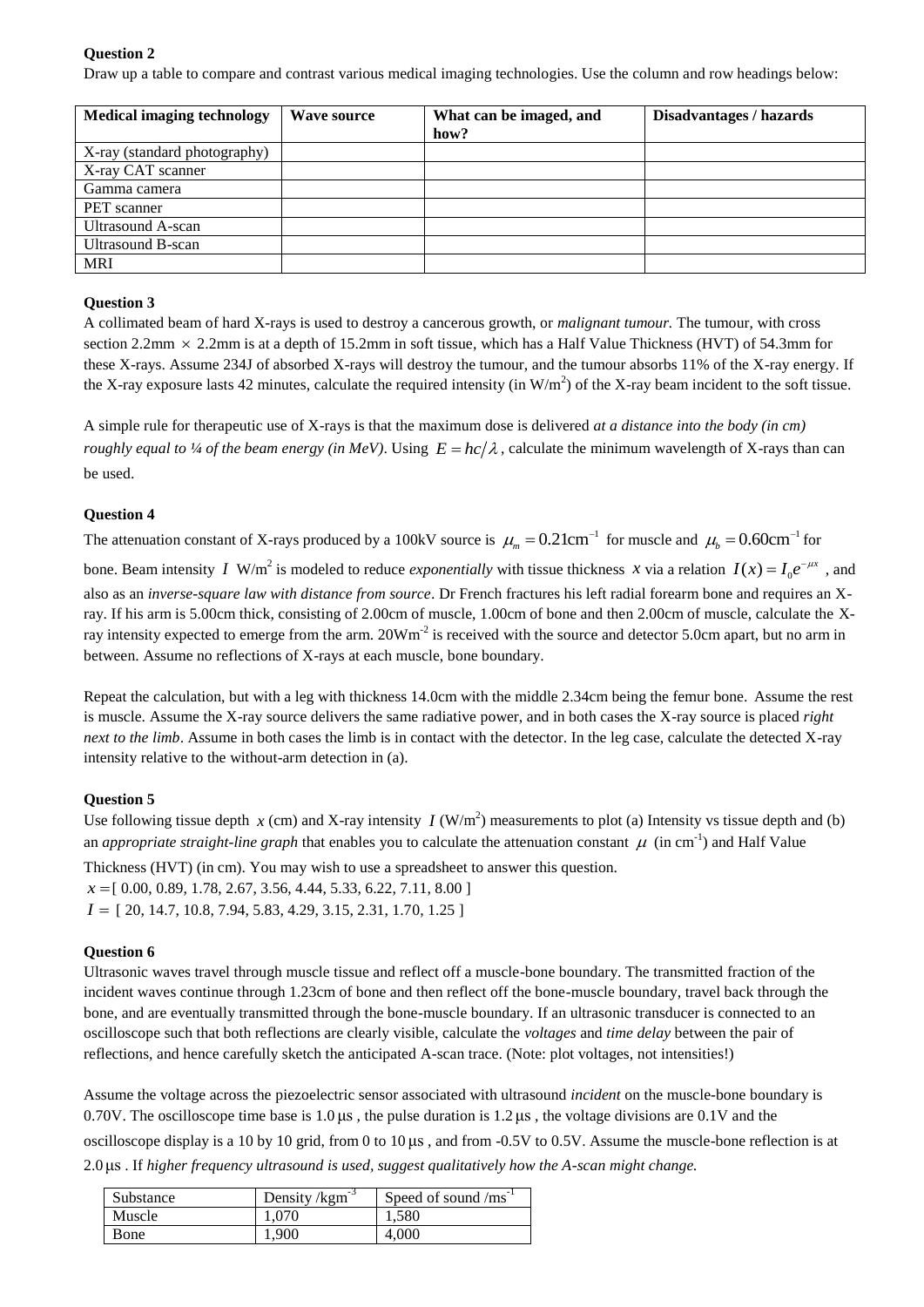**Question 2**

Draw up a table to compare and contrast various medical imaging technologies. Use the column and row headings below:

| Medical imaging technology | Wave source | What can be imaged, and how? | Disadvantages / hazards |
|---|---|---|---|
| X-ray (standard photography) | | | |
| X-ray CAT scanner | | | |
| Gamma camera | | | |
| PET scanner | | | |
| Ultrasound A-scan | | | |
| Ultrasound B-scan | | | |
| MRI | | | |

**Question 3**

A collimated beam of hard X-rays is used to destroy a cancerous growth, or *malignant tumour.* The tumour, with cross section 2.2mm × 2.2mm is at a depth of 15.2mm in soft tissue, which has a Half Value Thickness (HVT) of 54.3mm for these X-rays. Assume 234J of absorbed X-rays will destroy the tumour, and the tumour absorbs 11% of the X-ray energy. If the X-ray exposure lasts 42 minutes, calculate the required intensity (in $W/m^2$) of the X-ray beam incident to the soft tissue.

A simple rule for therapeutic use of X-rays is that the maximum dose is delivered *at a distance into the body (in cm) roughly equal to ¼ of the beam energy (in MeV)*. Using $E = hc/\lambda$, calculate the minimum wavelength of X-rays than can be used.

**Question 4**

The attenuation constant of X-rays produced by a 100kV source is $\mu_m = 0.21\text{cm}^{-1}$ for muscle and $\mu_b = 0.60\text{cm}^{-1}$ for bone. Beam intensity $I$ $W/m^2$ is modeled to reduce *exponentially* with tissue thickness $x$ via a relation $I(x) = I_0 e^{-\mu x}$, and also as an *inverse-square law with distance from source*. Dr French fractures his left radial forearm bone and requires an X-ray. If his arm is 5.00cm thick, consisting of 2.00cm of muscle, 1.00cm of bone and then 2.00cm of muscle, calculate the X-ray intensity expected to emerge from the arm. $20\text{Wm}^{-2}$ is received with the source and detector 5.0cm apart, but no arm in between. Assume no reflections of X-rays at each muscle, bone boundary.

Repeat the calculation, but with a leg with thickness 14.0cm with the middle 2.34cm being the femur bone. Assume the rest is muscle. Assume the X-ray source delivers the same radiative power, and in both cases the X-ray source is placed *right next to the limb*. Assume in both cases the limb is in contact with the detector. In the leg case, calculate the detected X-ray intensity relative to the without-arm detection in (a).

**Question 5**

Use following tissue depth $x$ (cm) and X-ray intensity $I$ ($W/m^2$) measurements to plot (a) Intensity vs tissue depth and (b) an *appropriate straight-line graph* that enables you to calculate the attenuation constant $\mu$ (in $\text{cm}^{-1}$) and Half Value Thickness (HVT) (in cm). You may wish to use a spreadsheet to answer this question.

$x$ =[ 0.00, 0.89, 1.78, 2.67, 3.56, 4.44, 5.33, 6.22, 7.11, 8.00 ]

$I$ = [ 20, 14.7, 10.8, 7.94, 5.83, 4.29, 3.15, 2.31, 1.70, 1.25 ]

**Question 6**

Ultrasonic waves travel through muscle tissue and reflect off a muscle-bone boundary. The transmitted fraction of the incident waves continue through 1.23cm of bone and then reflect off the bone-muscle boundary, travel back through the bone, and are eventually transmitted through the bone-muscle boundary. If an ultrasonic transducer is connected to an oscilloscope such that both reflections are clearly visible, calculate the *voltages* and *time delay* between the pair of reflections, and hence carefully sketch the anticipated A-scan trace. (Note: plot voltages, not intensities!)

Assume the voltage across the piezoelectric sensor associated with ultrasound *incident* on the muscle-bone boundary is 0.70V. The oscilloscope time base is 1.0 μs, the pulse duration is 1.2 μs, the voltage divisions are 0.1V and the oscilloscope display is a 10 by 10 grid, from 0 to 10 μs, and from -0.5V to 0.5V. Assume the muscle-bone reflection is at 2.0 μs. If *higher frequency ultrasound is used, suggest qualitatively how the A-scan might change.*

| Substance | Density /$\text{kgm}^{-3}$ | Speed of sound /$\text{ms}^{-1}$ |
|---|---|---|
| Muscle | 1,070 | 1,580 |
| Bone | 1,900 | 4,000 |